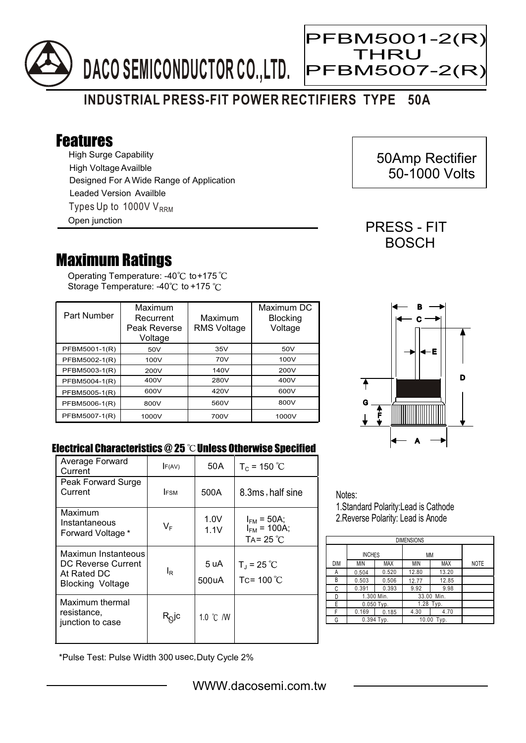DACO SEMICONDUCTOR CO.,LTD.

# PFBM5001-2(R) THRU PFBM5007-2(R)

## INDUSTRIAL PRESS-FIT POWER RECTIFIERS TYPE 50A

## Features

- High Surge Capability
- High Voltage Availble
- Designed For A Wide Range of Application
- Leaded Version Availble
- Types Up to 1000V $V_{RRM}$
- Open junction

50Amp Rectifier
50-1000 Volts

PRESS - FIT
BOSCH

## Maximum Ratings

Operating Temperature: -40℃ to +175 ℃
Storage Temperature: -40℃ to +175 ℃

| Part Number | Maximum Recurrent Peak Reverse Voltage | Maximum RMS Voltage | Maximum DC Blocking Voltage |
|---|---|---|---|
| PFBM5001-1(R) | 50V | 35V | 50V |
| PFBM5002-1(R) | 100V | 70V | 100V |
| PFBM5003-1(R) | 200V | 140V | 200V |
| PFBM5004-1(R) | 400V | 280V | 400V |
| PFBM5005-1(R) | 600V | 420V | 600V |
| PFBM5006-1(R) | 800V | 560V | 800V |
| PFBM5007-1(R) | 1000V | 700V | 1000V |

### Electrical Characteristics @ 25 ℃ Unless Otherwise Specified

| | | | |
|---|---|---|---|
| Average Forward Current | $I_{F(AV)}$ | 50A | $T_C$ = 150 ℃ |
| Peak Forward Surge Current | $I_{FSM}$ | 500A | 8.3ms , half sine |
| Maximum Instantaneous Forward Voltage * | $V_F$ | 1.0V<br>1.1V | $I_{FM}$ = 50A;<br>$I_{FM}$ = 100A;<br>TA= 25 ℃ |
| Maximun Instanteous DC Reverse Current At Rated DC Blocking Voltage | $I_R$ | 5 uA<br>500uA | $T_J$ = 25 ℃<br>Tc= 100 ℃ |
| Maximum thermal resistance, junction to case | $R_{\theta}jc$ | 1.0 ℃ /W | |

*Pulse Test: Pulse Width 300 usec,Duty Cycle 2%

Notes:
1.Standard Polarity:Lead is Cathode
2.Reverse Polarity: Lead is Anode

| DIMENSIONS | | | | | |
|---|---|---|---|---|---|
| | INCHES | | MM | | |
| DIM | MIN | MAX | MIN | MAX | NOTE |
| A | 0.504 | 0.520 | 12.80 | 13.20 | |
| B | 0.503 | 0.506 | 12.77 | 12.85 | |
| C | 0.391 | 0.393 | 9.92 | 9.98 | |
| D | 1.300 Min. | | 33.00 Min. | | |
| E | 0.050 Typ. | | 1.28 Typ. | | |
| F | 0.169 | 0.185 | 4.30 | 4.70 | |
| G | 0.394 Typ. | | 10.00 Typ. | | |

WWW.dacosemi.com.tw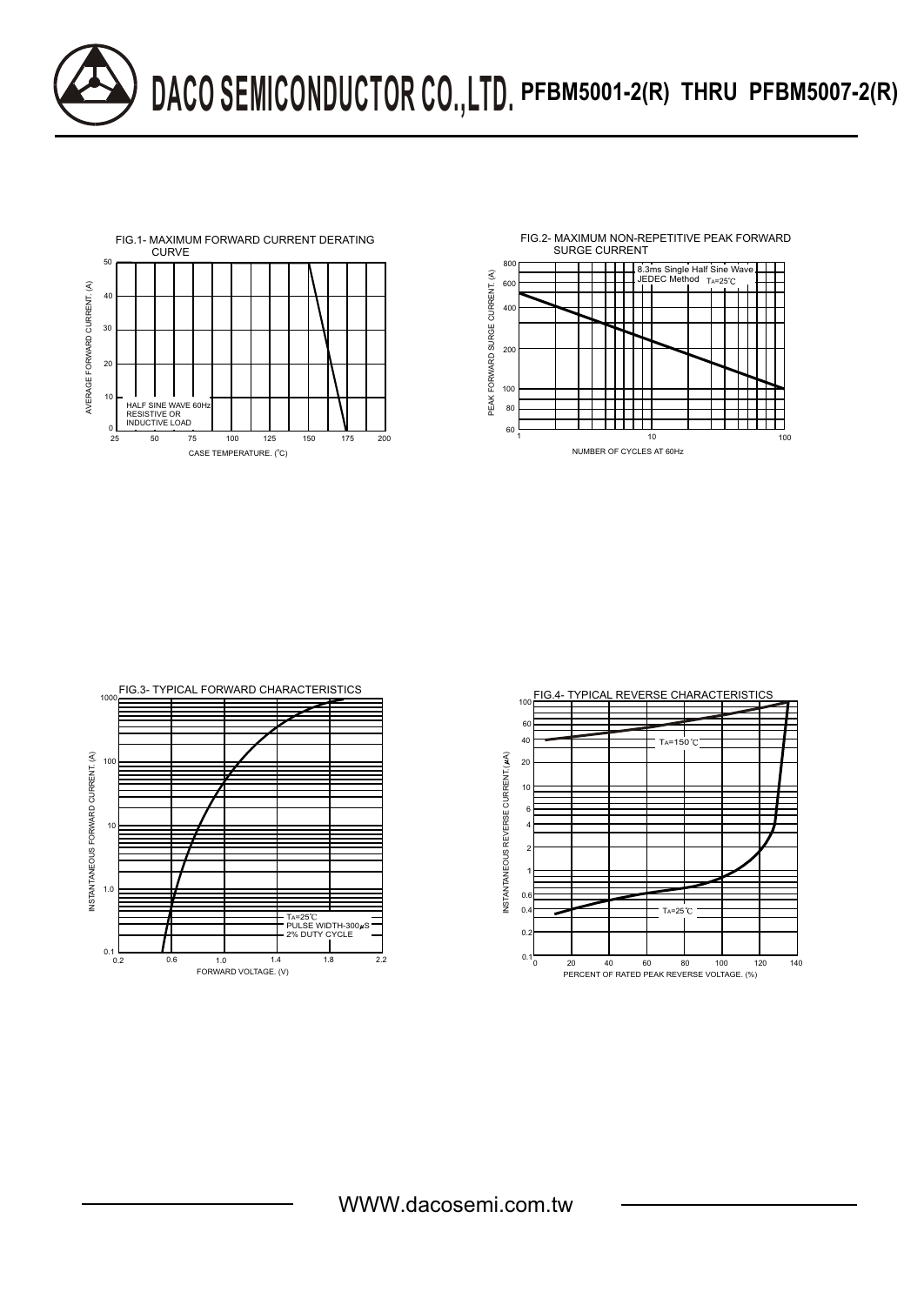FIG.1- MAXIMUM FORWARD CURRENT DERATING CURVE

AVERAGE FORWARD CURRENT. (A)

50
40
30
20
10
0

25 50 75 100 125 150 175 200

CASE TEMPERATURE. (°C)

HALF SINE WAVE 60Hz
RESISTIVE OR
INDUCTIVE LOAD

FIG.2- MAXIMUM NON-REPETITIVE PEAK FORWARD SURGE CURRENT

PEAK FORWARD SURGE CURRENT. (A)

800
600
400
200
100
80
60

1 10 100

NUMBER OF CYCLES AT 60Hz

8.3ms Single Half Sine Wave
JEDEC Method $T_A$=25°C

FIG.3- TYPICAL FORWARD CHARACTERISTICS

INSTANTANEOUS FORWARD CURRENT. (A)

1000
100
10
1.0
0.1

0.2 0.6 1.0 1.4 1.8 2.2

FORWARD VOLTAGE. (V)

$T_A$=25°C
PULSE WIDTH-300μS
2% DUTY CYCLE

FIG.4- TYPICAL REVERSE CHARACTERISTICS

INSTANTANEOUS REVERSE CURRENT.(μA)

100
60
40
20
10
6
4
2
1
0.6
0.4
0.2
0.1

0 20 40 60 80 100 120 140

PERCENT OF RATED PEAK REVERSE VOLTAGE. (%)

$T_A$=150°C

$T_A$=25°C